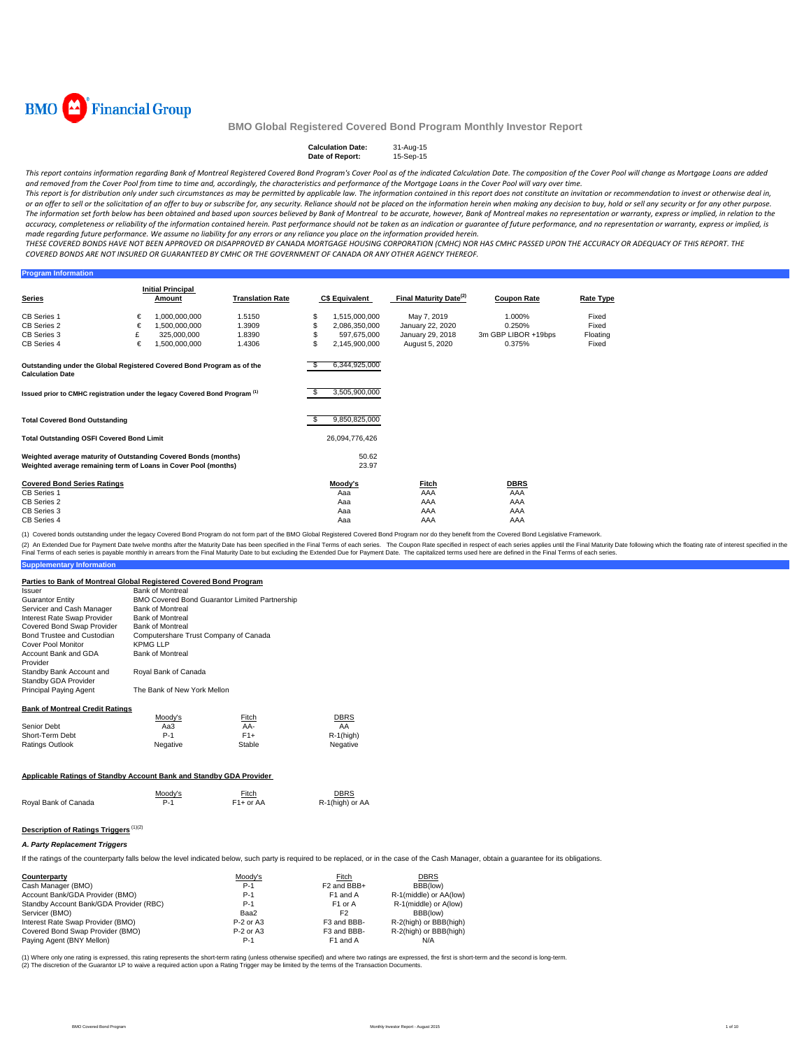BMO Financial Group

# BMO Global Registered Covered Bond Program Monthly Investor Report

| | |
|---|---|
| **Calculation Date:** | 31-Aug-15 |
| **Date of Report:** | 15-Sep-15 |

*This report contains information regarding Bank of Montreal Registered Covered Bond Program's Cover Pool as of the indicated Calculation Date. The composition of the Cover Pool will change as Mortgage Loans are added and removed from the Cover Pool from time to time and, accordingly, the characteristics and performance of the Mortgage Loans in the Cover Pool will vary over time.*

*This report is for distribution only under such circumstances as may be permitted by applicable law. The information contained in this report does not constitute an invitation or recommendation to invest or otherwise deal in, or an offer to sell or the solicitation of an offer to buy or subscribe for, any security. Reliance should not be placed on the information herein when making any decision to buy, hold or sell any security or for any other purpose. The information set forth below has been obtained and based upon sources believed by Bank of Montreal to be accurate, however, Bank of Montreal makes no representation or warranty, express or implied, in relation to the accuracy, completeness or reliability of the information contained herein. Past performance should not be taken as an indication or guarantee of future performance, and no representation or warranty, express or implied, is made regarding future performance. We assume no liability for any errors or any reliance you place on the information provided herein.*

*THESE COVERED BONDS HAVE NOT BEEN APPROVED OR DISAPPROVED BY CANADA MORTGAGE HOUSING CORPORATION (CMHC) NOR HAS CMHC PASSED UPON THE ACCURACY OR ADEQUACY OF THIS REPORT. THE COVERED BONDS ARE NOT INSURED OR GUARANTEED BY CMHC OR THE GOVERNMENT OF CANADA OR ANY OTHER AGENCY THEREOF.*

## Program Information

| Series | | Initial Principal Amount | Translation Rate | | C$ Equivalent | Final Maturity Date[(2)] | Coupon Rate | Rate Type |
|---|---|---|---|---|---|---|---|---|
| CB Series 1 | € | 1,000,000,000 | 1.5150 | $ | 1,515,000,000 | May 7, 2019 | 1.000% | Fixed |
| CB Series 2 | € | 1,500,000,000 | 1.3909 | $ | 2,086,350,000 | January 22, 2020 | 0.250% | Fixed |
| CB Series 3 | £ | 325,000,000 | 1.8390 | $ | 597,675,000 | January 29, 2018 | 3m GBP LIBOR +19bps | Floating |
| CB Series 4 | € | 1,500,000,000 | 1.4306 | $ | 2,145,900,000 | August 5, 2020 | 0.375% | Fixed |

| | | |
|---|---|---|
| **Outstanding under the Global Registered Covered Bond Program as of the Calculation Date** | $ | 6,344,925,000 |
| **Issued prior to CMHC registration under the legacy Covered Bond Program [(1)]** | $ | 3,505,900,000 |
| **Total Covered Bond Outstanding** | $ | 9,850,825,000 |
| **Total Outstanding OSFI Covered Bond Limit** | | 26,094,776,426 |
| **Weighted average maturity of Outstanding Covered Bonds (months)** | | 50.62 |
| **Weighted average remaining term of Loans in Cover Pool (months)** | | 23.97 |

| Covered Bond Series Ratings | Moody's | Fitch | DBRS |
|---|---|---|---|
| CB Series 1 | Aaa | AAA | AAA |
| CB Series 2 | Aaa | AAA | AAA |
| CB Series 3 | Aaa | AAA | AAA |
| CB Series 4 | Aaa | AAA | AAA |

(1) Covered bonds outstanding under the legacy Covered Bond Program do not form part of the BMO Global Registered Covered Bond Program nor do they benefit from the Covered Bond Legislative Framework.

(2) An Extended Due for Payment Date twelve months after the Maturity Date has been specified in the Final Terms of each series. The Coupon Rate specified in respect of each series applies until the Final Maturity Date following which the floating rate of interest specified in the Final Terms of each series is payable monthly in arrears from the Final Maturity Date to but excluding the Extended Due for Payment Date. The capitalized terms used here are defined in the Final Terms of each series.

## Supplementary Information

### Parties to Bank of Montreal Global Registered Covered Bond Program

| | |
|---|---|
| Issuer | Bank of Montreal |
| Guarantor Entity | BMO Covered Bond Guarantor Limited Partnership |
| Servicer and Cash Manager | Bank of Montreal |
| Interest Rate Swap Provider | Bank of Montreal |
| Covered Bond Swap Provider | Bank of Montreal |
| Bond Trustee and Custodian | Computershare Trust Company of Canada |
| Cover Pool Monitor | KPMG LLP |
| Account Bank and GDA Provider | Bank of Montreal |
| Standby Bank Account and Standby GDA Provider | Royal Bank of Canada |
| Principal Paying Agent | The Bank of New York Mellon |

### Bank of Montreal Credit Ratings

| | Moody's | Fitch | DBRS |
|---|---|---|---|
| Senior Debt | Aa3 | AA- | AA |
| Short-Term Debt | P-1 | F1+ | R-1(high) |
| Ratings Outlook | Negative | Stable | Negative |

### Applicable Ratings of Standby Account Bank and Standby GDA Provider

| | Moody's | Fitch | DBRS |
|---|---|---|---|
| Royal Bank of Canada | P-1 | F1+ or AA | R-1(high) or AA |

### Description of Ratings Triggers [(1)(2)]

#### *A. Party Replacement Triggers*

If the ratings of the counterparty falls below the level indicated below, such party is required to be replaced, or in the case of the Cash Manager, obtain a guarantee for its obligations.

| Counterparty | Moody's | Fitch | DBRS |
|---|---|---|---|
| Cash Manager (BMO) | P-1 | F2 and BBB+ | BBB(low) |
| Account Bank/GDA Provider (BMO) | P-1 | F1 and A | R-1(middle) or AA(low) |
| Standby Account Bank/GDA Provider (RBC) | P-1 | F1 or A | R-1(middle) or A(low) |
| Servicer (BMO) | Baa2 | F2 | BBB(low) |
| Interest Rate Swap Provider (BMO) | P-2 or A3 | F3 and BBB- | R-2(high) or BBB(high) |
| Covered Bond Swap Provider (BMO) | P-2 or A3 | F3 and BBB- | R-2(high) or BBB(high) |
| Paying Agent (BNY Mellon) | P-1 | F1 and A | N/A |

(1) Where only one rating is expressed, this rating represents the short-term rating (unless otherwise specified) and where two ratings are expressed, the first is short-term and the second is long-term.

(2) The discretion of the Guarantor LP to waive a required action upon a Rating Trigger may be limited by the terms of the Transaction Documents.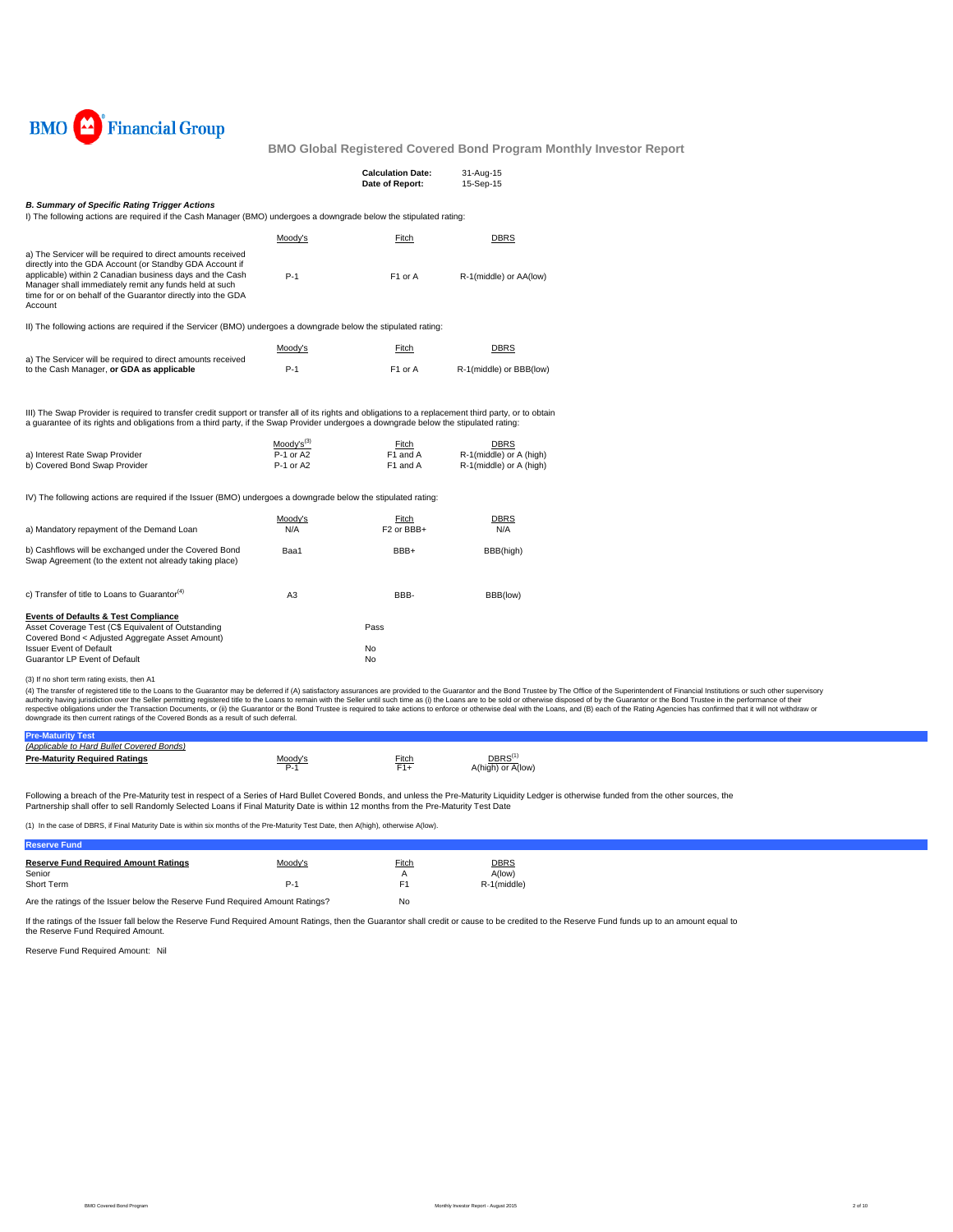BMO Financial Group

**BMO Global Registered Covered Bond Program Monthly Investor Report**

| | |
|---|---|
| **Calculation Date:** | 31-Aug-15 |
| **Date of Report:** | 15-Sep-15 |

***B. Summary of Specific Rating Trigger Actions***

I) The following actions are required if the Cash Manager (BMO) undergoes a downgrade below the stipulated rating:

| | Moody's | Fitch | DBRS |
|---|---|---|---|
| a) The Servicer will be required to direct amounts received directly into the GDA Account (or Standby GDA Account if applicable) within 2 Canadian business days and the Cash Manager shall immediately remit any funds held at such time for or on behalf of the Guarantor directly into the GDA Account | P-1 | F1 or A | R-1(middle) or AA(low) |

II) The following actions are required if the Servicer (BMO) undergoes a downgrade below the stipulated rating:

| | Moody's | Fitch | DBRS |
|---|---|---|---|
| a) The Servicer will be required to direct amounts received to the Cash Manager, **or GDA as applicable** | P-1 | F1 or A | R-1(middle) or BBB(low) |

III) The Swap Provider is required to transfer credit support or transfer all of its rights and obligations to a replacement third party, or to obtain a guarantee of its rights and obligations from a third party, if the Swap Provider undergoes a downgrade below the stipulated rating:

| | Moody's[3] | Fitch | DBRS |
|---|---|---|---|
| a) Interest Rate Swap Provider | P-1 or A2 | F1 and A | R-1(middle) or A (high) |
| b) Covered Bond Swap Provider | P-1 or A2 | F1 and A | R-1(middle) or A (high) |

IV) The following actions are required if the Issuer (BMO) undergoes a downgrade below the stipulated rating:

| | Moody's | Fitch | DBRS |
|---|---|---|---|
| a) Mandatory repayment of the Demand Loan | N/A | F2 or BBB+ | N/A |
| b) Cashflows will be exchanged under the Covered Bond Swap Agreement (to the extent not already taking place) | Baa1 | BBB+ | BBB(high) |
| c) Transfer of title to Loans to Guarantor[4] | A3 | BBB- | BBB(low) |

**Events of Defaults & Test Compliance**

| | |
|---|---|
| Asset Coverage Test (C$ Equivalent of Outstanding Covered Bond < Adjusted Aggregate Asset Amount) | Pass |
| Issuer Event of Default | No |
| Guarantor LP Event of Default | No |

(3) If no short term rating exists, then A1

(4) The transfer of registered title to the Loans to the Guarantor may be deferred if (A) satisfactory assurances are provided to the Guarantor and the Bond Trustee by The Office of the Superintendent of Financial Institutions or such other supervisory authority having jurisdiction over the Seller permitting registered title to the Loans to remain with the Seller until such time as (i) the Loans are to be sold or otherwise disposed of by the Guarantor or the Bond Trustee in the performance of their respective obligations under the Transaction Documents, or (ii) the Guarantor or the Bond Trustee is required to take actions to enforce or otherwise deal with the Loans, and (B) each of the Rating Agencies has confirmed that it will not withdraw or downgrade its then current ratings of the Covered Bonds as a result of such deferral.

**Pre-Maturity Test**

*(Applicable to Hard Bullet Covered Bonds)*

| **Pre-Maturity Required Ratings** | Moody's | Fitch | DBRS[1] |
|---|---|---|---|
| | P-1 | F1+ | A(high) or A(low) |

Following a breach of the Pre-Maturity test in respect of a Series of Hard Bullet Covered Bonds, and unless the Pre-Maturity Liquidity Ledger is otherwise funded from the other sources, the Partnership shall offer to sell Randomly Selected Loans if Final Maturity Date is within 12 months from the Pre-Maturity Test Date

(1) In the case of DBRS, if Final Maturity Date is within six months of the Pre-Maturity Test Date, then A(high), otherwise A(low).

**Reserve Fund**

| **Reserve Fund Required Amount Ratings** | Moody's | Fitch | DBRS |
|---|---|---|---|
| Senior | | A | A(low) |
| Short Term | P-1 | F1 | R-1(middle) |
| Are the ratings of the Issuer below the Reserve Fund Required Amount Ratings? | | No | |

If the ratings of the Issuer fall below the Reserve Fund Required Amount Ratings, then the Guarantor shall credit or cause to be credited to the Reserve Fund funds up to an amount equal to the Reserve Fund Required Amount.

Reserve Fund Required Amount: Nil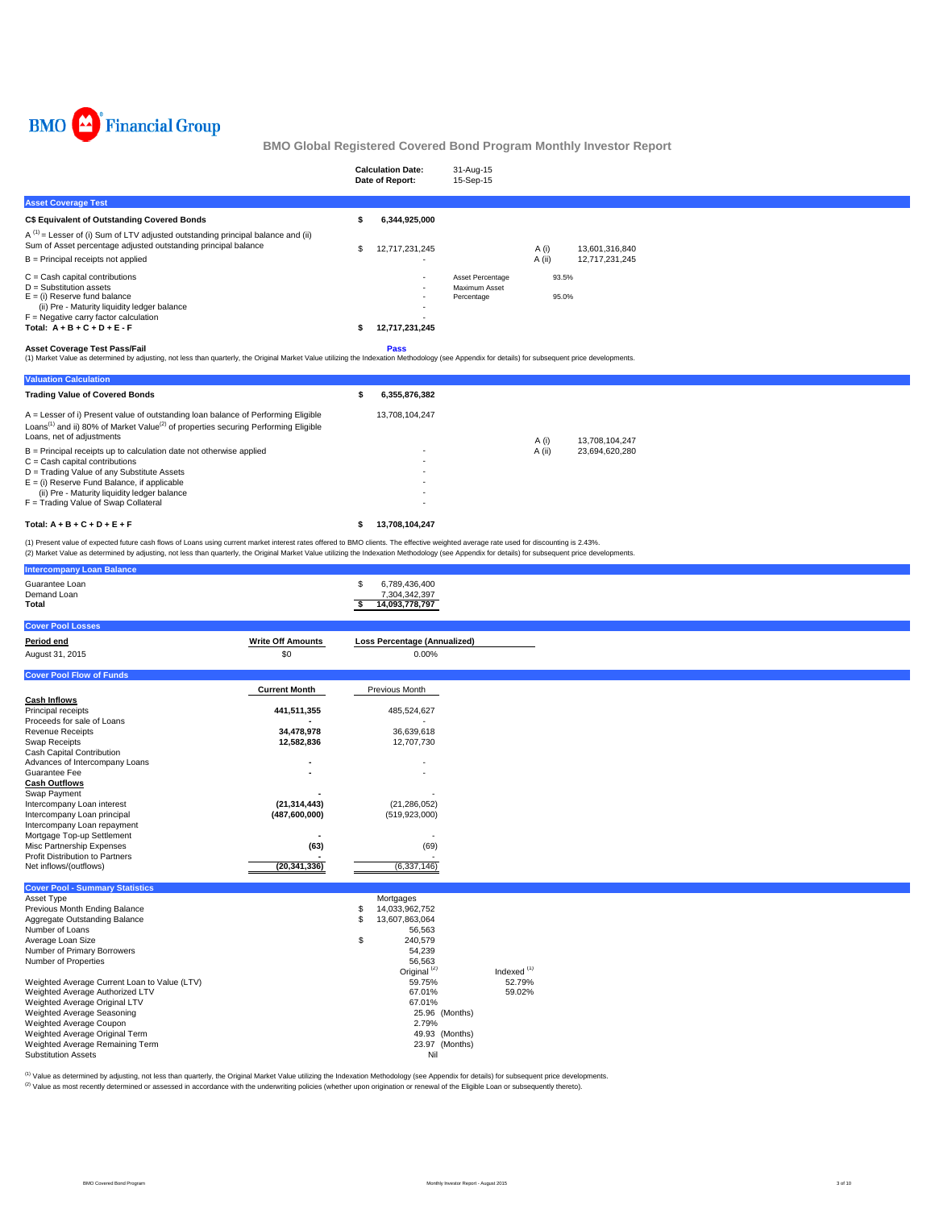BMO Financial Group

# BMO Global Registered Covered Bond Program Monthly Investor Report

| | |
|---|---|
| **Calculation Date:** | 31-Aug-15 |
| **Date of Report:** | 15-Sep-15 |

## Asset Coverage Test

| | | | | |
|---|---|---|---|---|
| **C$ Equivalent of Outstanding Covered Bonds** | **$ 6,344,925,000** | | | |
| A [1] = Lesser of (i) Sum of LTV adjusted outstanding principal balance and (ii) Sum of Asset percentage adjusted outstanding principal balance | $ 12,717,231,245 | | A (i) | 13,601,316,840 |
| B = Principal receipts not applied | - | | A (ii) | 12,717,231,245 |
| C = Cash capital contributions | - | Asset Percentage | 93.5% | |
| D = Substitution assets | - | Maximum Asset Percentage | 95.0% | |
| E = (i) Reserve fund balance | - | | | |
| (ii) Pre - Maturity liquidity ledger balance | - | | | |
| F = Negative carry factor calculation | - | | | |
| **Total: A + B + C + D + E - F** | **$ 12,717,231,245** | | | |

**Asset Coverage Test Pass/Fail** **Pass**

(1) Market Value as determined by adjusting, not less than quarterly, the Original Market Value utilizing the Indexation Methodology (see Appendix for details) for subsequent price developments.

## Valuation Calculation

| | | | |
|---|---|---|---|
| **Trading Value of Covered Bonds** | **$ 6,355,876,382** | | |
| A = Lesser of i) Present value of outstanding loan balance of Performing Eligible Loans[1] and ii) 80% of Market Value[2] of properties securing Performing Eligible Loans, net of adjustments | 13,708,104,247 | A (i) | 13,708,104,247 |
| B = Principal receipts up to calculation date not otherwise applied | - | A (ii) | 23,694,620,280 |
| C = Cash capital contributions | - | | |
| D = Trading Value of any Substitute Assets | - | | |
| E = (i) Reserve Fund Balance, if applicable | - | | |
| (ii) Pre - Maturity liquidity ledger balance | - | | |
| F = Trading Value of Swap Collateral | - | | |
| **Total: A + B + C + D + E + F** | **$ 13,708,104,247** | | |

(1) Present value of expected future cash flows of Loans using current market interest rates offered to BMO clients. The effective weighted average rate used for discounting is 2.43%.
(2) Market Value as determined by adjusting, not less than quarterly, the Original Market Value utilizing the Indexation Methodology (see Appendix for details) for subsequent price developments.

## Intercompany Loan Balance

| | |
|---|---|
| Guarantee Loan | $ 6,789,436,400 |
| Demand Loan | 7,304,342,397 |
| **Total** | **$ 14,093,778,797** |

## Cover Pool Losses

| **Period end** | **Write Off Amounts** | **Loss Percentage (Annualized)** |
|---|---|---|
| August 31, 2015 | $0 | 0.00% |

## Cover Pool Flow of Funds

| | **Current Month** | Previous Month |
|---|---|---|
| **Cash Inflows** | | |
| Principal receipts | **441,511,355** | 485,524,627 |
| Proceeds for sale of Loans | **-** | - |
| Revenue Receipts | **34,478,978** | 36,639,618 |
| Swap Receipts | **12,582,836** | 12,707,730 |
| Cash Capital Contribution | | |
| Advances of Intercompany Loans | **-** | - |
| Guarantee Fee | **-** | - |
| **Cash Outflows** | | |
| Swap Payment | **-** | - |
| Intercompany Loan interest | **(21,314,443)** | (21,286,052) |
| Intercompany Loan principal | **(487,600,000)** | (519,923,000) |
| Intercompany Loan repayment | | |
| Mortgage Top-up Settlement | **-** | - |
| Misc Partnership Expenses | **(63)** | (69) |
| Profit Distribution to Partners | **-** | - |
| Net inflows/(outflows) | **(20,341,336)** | (6,337,146) |

## Cover Pool - Summary Statistics

| | | |
|---|---|---|
| Asset Type | Mortgages | |
| Previous Month Ending Balance | $ 14,033,962,752 | |
| Aggregate Outstanding Balance | $ 13,607,863,064 | |
| Number of Loans | 56,563 | |
| Average Loan Size | $ 240,579 | |
| Number of Primary Borrowers | 54,239 | |
| Number of Properties | 56,563 | |
| | Original [2] | Indexed [1] |
| Weighted Average Current Loan to Value (LTV) | 59.75% | 52.79% |
| Weighted Average Authorized LTV | 67.01% | 59.02% |
| Weighted Average Original LTV | 67.01% | |
| Weighted Average Seasoning | 25.96 (Months) | |
| Weighted Average Coupon | 2.79% | |
| Weighted Average Original Term | 49.93 (Months) | |
| Weighted Average Remaining Term | 23.97 (Months) | |
| Substitution Assets | Nil | |

[1] Value as determined by adjusting, not less than quarterly, the Original Market Value utilizing the Indexation Methodology (see Appendix for details) for subsequent price developments.
[2] Value as most recently determined or assessed in accordance with the underwriting policies (whether upon origination or renewal of the Eligible Loan or subsequently thereto).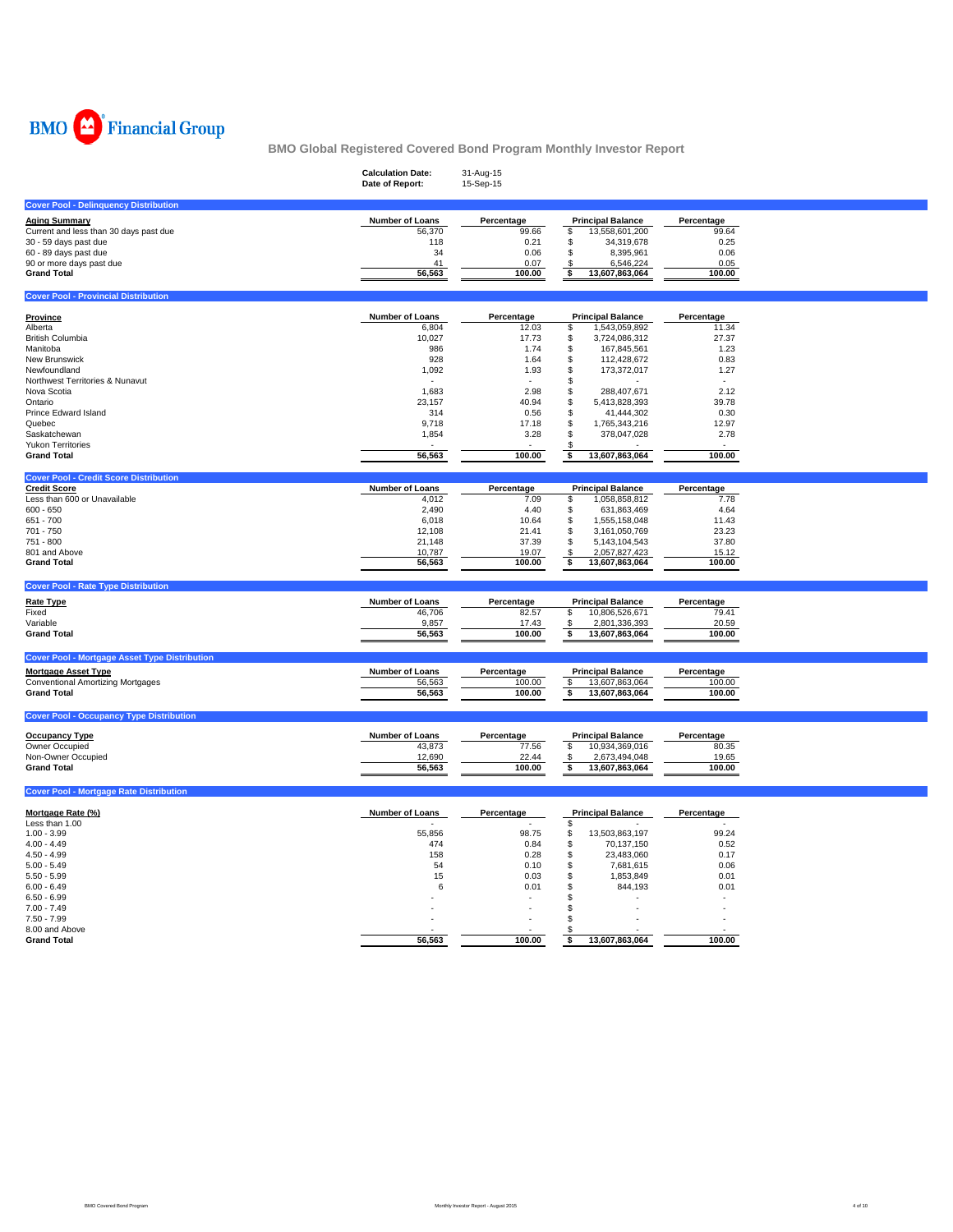BMO Financial Group

# BMO Global Registered Covered Bond Program Monthly Investor Report

| | |
|---|---|
| **Calculation Date:** | 31-Aug-15 |
| **Date of Report:** | 15-Sep-15 |

## Cover Pool - Delinquency Distribution

| Aging Summary | Number of Loans | Percentage | Principal Balance | Percentage |
|---|---|---|---|---|
| Current and less than 30 days past due | 56,370 | 99.66 | $ 13,558,601,200 | 99.64 |
| 30 - 59 days past due | 118 | 0.21 | $ 34,319,678 | 0.25 |
| 60 - 89 days past due | 34 | 0.06 | $ 8,395,961 | 0.06 |
| 90 or more days past due | 41 | 0.07 | $ 6,546,224 | 0.05 |
| **Grand Total** | **56,563** | **100.00** | **$ 13,607,863,064** | **100.00** |

## Cover Pool - Provincial Distribution

| Province | Number of Loans | Percentage | Principal Balance | Percentage |
|---|---|---|---|---|
| Alberta | 6,804 | 12.03 | $ 1,543,059,892 | 11.34 |
| British Columbia | 10,027 | 17.73 | $ 3,724,086,312 | 27.37 |
| Manitoba | 986 | 1.74 | $ 167,845,561 | 1.23 |
| New Brunswick | 928 | 1.64 | $ 112,428,672 | 0.83 |
| Newfoundland | 1,092 | 1.93 | $ 173,372,017 | 1.27 |
| Northwest Territories & Nunavut | - | - | $ - | - |
| Nova Scotia | 1,683 | 2.98 | $ 288,407,671 | 2.12 |
| Ontario | 23,157 | 40.94 | $ 5,413,828,393 | 39.78 |
| Prince Edward Island | 314 | 0.56 | $ 41,444,302 | 0.30 |
| Quebec | 9,718 | 17.18 | $ 1,765,343,216 | 12.97 |
| Saskatchewan | 1,854 | 3.28 | $ 378,047,028 | 2.78 |
| Yukon Territories | - | - | $ - | - |
| **Grand Total** | **56,563** | **100.00** | **$ 13,607,863,064** | **100.00** |

## Cover Pool - Credit Score Distribution

| Credit Score | Number of Loans | Percentage | Principal Balance | Percentage |
|---|---|---|---|---|
| Less than 600 or Unavailable | 4,012 | 7.09 | $ 1,058,858,812 | 7.78 |
| 600 - 650 | 2,490 | 4.40 | $ 631,863,469 | 4.64 |
| 651 - 700 | 6,018 | 10.64 | $ 1,555,158,048 | 11.43 |
| 701 - 750 | 12,108 | 21.41 | $ 3,161,050,769 | 23.23 |
| 751 - 800 | 21,148 | 37.39 | $ 5,143,104,543 | 37.80 |
| 801 and Above | 10,787 | 19.07 | $ 2,057,827,423 | 15.12 |
| **Grand Total** | **56,563** | **100.00** | **$ 13,607,863,064** | **100.00** |

## Cover Pool - Rate Type Distribution

| Rate Type | Number of Loans | Percentage | Principal Balance | Percentage |
|---|---|---|---|---|
| Fixed | 46,706 | 82.57 | $ 10,806,526,671 | 79.41 |
| Variable | 9,857 | 17.43 | $ 2,801,336,393 | 20.59 |
| **Grand Total** | **56,563** | **100.00** | **$ 13,607,863,064** | **100.00** |

## Cover Pool - Mortgage Asset Type Distribution

| Mortgage Asset Type | Number of Loans | Percentage | Principal Balance | Percentage |
|---|---|---|---|---|
| Conventional Amortizing Mortgages | 56,563 | 100.00 | $ 13,607,863,064 | 100.00 |
| **Grand Total** | **56,563** | **100.00** | **$ 13,607,863,064** | **100.00** |

## Cover Pool - Occupancy Type Distribution

| Occupancy Type | Number of Loans | Percentage | Principal Balance | Percentage |
|---|---|---|---|---|
| Owner Occupied | 43,873 | 77.56 | $ 10,934,369,016 | 80.35 |
| Non-Owner Occupied | 12,690 | 22.44 | $ 2,673,494,048 | 19.65 |
| **Grand Total** | **56,563** | **100.00** | **$ 13,607,863,064** | **100.00** |

## Cover Pool - Mortgage Rate Distribution

| Mortgage Rate (%) | Number of Loans | Percentage | Principal Balance | Percentage |
|---|---|---|---|---|
| Less than 1.00 | - | - | $ - | - |
| 1.00 - 3.99 | 55,856 | 98.75 | $ 13,503,863,197 | 99.24 |
| 4.00 - 4.49 | 474 | 0.84 | $ 70,137,150 | 0.52 |
| 4.50 - 4.99 | 158 | 0.28 | $ 23,483,060 | 0.17 |
| 5.00 - 5.49 | 54 | 0.10 | $ 7,681,615 | 0.06 |
| 5.50 - 5.99 | 15 | 0.03 | $ 1,853,849 | 0.01 |
| 6.00 - 6.49 | 6 | 0.01 | $ 844,193 | 0.01 |
| 6.50 - 6.99 | - | - | $ - | - |
| 7.00 - 7.49 | - | - | $ - | - |
| 7.50 - 7.99 | - | - | $ - | - |
| 8.00 and Above | - | - | $ - | - |
| **Grand Total** | **56,563** | **100.00** | **$ 13,607,863,064** | **100.00** |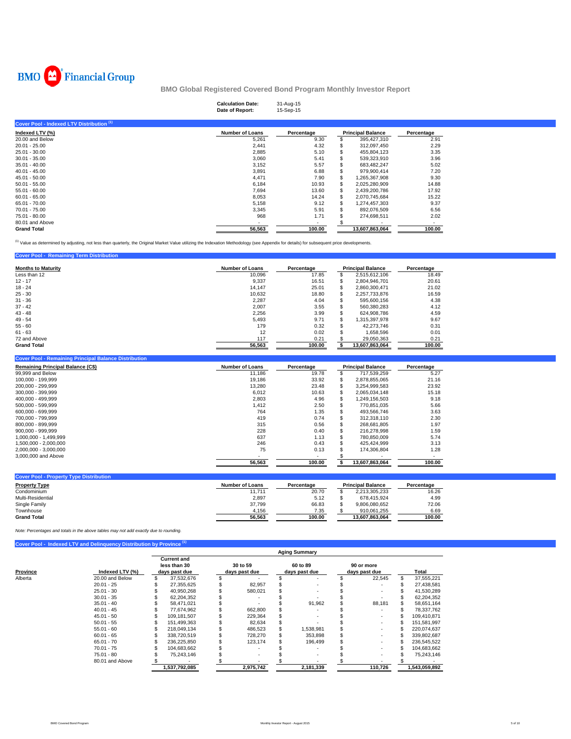BMO Financial Group

## BMO Global Registered Covered Bond Program Monthly Investor Report

| | |
|---|---|
| **Calculation Date:** | 31-Aug-15 |
| **Date of Report:** | 15-Sep-15 |

### Cover Pool - Indexed LTV Distribution [(1)]

| Indexed LTV (%) | Number of Loans | Percentage | Principal Balance | Percentage |
|---|---|---|---|---|
| 20.00 and Below | 5,261 | 9.30 | $ 395,427,310 | 2.91 |
| 20.01 - 25.00 | 2,441 | 4.32 | $ 312,097,450 | 2.29 |
| 25.01 - 30.00 | 2,885 | 5.10 | $ 455,804,123 | 3.35 |
| 30.01 - 35.00 | 3,060 | 5.41 | $ 539,323,910 | 3.96 |
| 35.01 - 40.00 | 3,152 | 5.57 | $ 683,482,247 | 5.02 |
| 40.01 - 45.00 | 3,891 | 6.88 | $ 979,900,414 | 7.20 |
| 45.01 - 50.00 | 4,471 | 7.90 | $ 1,265,367,908 | 9.30 |
| 50.01 - 55.00 | 6,184 | 10.93 | $ 2,025,280,909 | 14.88 |
| 55.01 - 60.00 | 7,694 | 13.60 | $ 2,439,200,786 | 17.92 |
| 60.01 - 65.00 | 8,053 | 14.24 | $ 2,070,745,684 | 15.22 |
| 65.01 - 70.00 | 5,158 | 9.12 | $ 1,274,457,303 | 9.37 |
| 70.01 - 75.00 | 3,345 | 5.91 | $ 892,076,509 | 6.56 |
| 75.01 - 80.00 | 968 | 1.71 | $ 274,698,511 | 2.02 |
| 80.01 and Above | - | - | $ - | - |
| **Grand Total** | **56,563** | **100.00** | **13,607,863,064** | **100.00** |

[(1)] Value as determined by adjusting, not less than quarterly, the Original Market Value utilizing the Indexation Methodology (see Appendix for details) for subsequent price developments.

### Cover Pool - Remaining Term Distribution

| Months to Maturity | Number of Loans | Percentage | Principal Balance | Percentage |
|---|---|---|---|---|
| Less than 12 | 10,096 | 17.85 | $ 2,515,612,106 | 18.49 |
| 12 - 17 | 9,337 | 16.51 | $ 2,804,946,701 | 20.61 |
| 18 - 24 | 14,147 | 25.01 | $ 2,860,300,471 | 21.02 |
| 25 - 30 | 10,632 | 18.80 | $ 2,257,733,876 | 16.59 |
| 31 - 36 | 2,287 | 4.04 | $ 595,600,156 | 4.38 |
| 37 - 42 | 2,007 | 3.55 | $ 560,380,283 | 4.12 |
| 43 - 48 | 2,256 | 3.99 | $ 624,908,786 | 4.59 |
| 49 - 54 | 5,493 | 9.71 | $ 1,315,397,978 | 9.67 |
| 55 - 60 | 179 | 0.32 | $ 42,273,746 | 0.31 |
| 61 - 63 | 12 | 0.02 | $ 1,658,596 | 0.01 |
| 72 and Above | 117 | 0.21 | $ 29,050,363 | 0.21 |
| **Grand Total** | **56,563** | **100.00** | **$ 13,607,863,064** | **100.00** |

### Cover Pool - Remaining Principal Balance Distribution

| Remaining Principal Balance (C$) | Number of Loans | Percentage | Principal Balance | Percentage |
|---|---|---|---|---|
| 99,999 and Below | 11,186 | 19.78 | $ 717,539,259 | 5.27 |
| 100,000 - 199,999 | 19,186 | 33.92 | $ 2,878,855,065 | 21.16 |
| 200,000 - 299,999 | 13,280 | 23.48 | $ 3,254,999,583 | 23.92 |
| 300,000 - 399,999 | 6,012 | 10.63 | $ 2,065,034,148 | 15.18 |
| 400,000 - 499,999 | 2,803 | 4.96 | $ 1,249,156,503 | 9.18 |
| 500,000 - 599,999 | 1,412 | 2.50 | $ 770,851,035 | 5.66 |
| 600,000 - 699,999 | 764 | 1.35 | $ 493,566,746 | 3.63 |
| 700,000 - 799,999 | 419 | 0.74 | $ 312,318,110 | 2.30 |
| 800,000 - 899,999 | 315 | 0.56 | $ 268,681,805 | 1.97 |
| 900,000 - 999,999 | 228 | 0.40 | $ 216,278,998 | 1.59 |
| 1,000,000 - 1,499,999 | 637 | 1.13 | $ 780,850,009 | 5.74 |
| 1,500,000 - 2,000,000 | 246 | 0.43 | $ 425,424,999 | 3.13 |
| 2,000,000 - 3,000,000 | 75 | 0.13 | $ 174,306,804 | 1.28 |
| 3,000,000 and Above | - | - | $ - | - |
| | **56,563** | **100.00** | **$ 13,607,863,064** | **100.00** |

### Cover Pool - Property Type Distribution

| Property Type | Number of Loans | Percentage | Principal Balance | Percentage |
|---|---|---|---|---|
| Condominium | 11,711 | 20.70 | $ 2,213,305,233 | 16.26 |
| Multi-Residential | 2,897 | 5.12 | $ 678,415,924 | 4.99 |
| Single Family | 37,799 | 66.83 | $ 9,806,080,652 | 72.06 |
| Townhouse | 4,156 | 7.35 | $ 910,061,255 | 6.69 |
| **Grand Total** | **56,563** | **100.00** | **13,607,863,064** | **100.00** |

*Note: Percentages and totals in the above tables may not add exactly due to rounding.*

### Cover Pool - Indexed LTV and Delinquency Distribution by Province [(1)]

| | | Aging Summary | | | | |
|---|---|---|---|---|---|---|
| **Province** | **Indexed LTV (%)** | **Current and less than 30 days past due** | **30 to 59 days past due** | **60 to 89 days past due** | **90 or more days past due** | **Total** |
| Alberta | 20.00 and Below | $ 37,532,676 | $ - | $ - | $ 22,545 | $ 37,555,221 |
| | 20.01 - 25 | $ 27,355,625 | $ 82,957 | $ - | $ - | $ 27,438,581 |
| | 25.01 - 30 | $ 40,950,268 | $ 580,021 | $ - | $ - | $ 41,530,289 |
| | 30.01 - 35 | $ 62,204,352 | $ - | $ - | $ - | $ 62,204,352 |
| | 35.01 - 40 | $ 58,471,021 | $ - | $ 91,962 | $ 88,181 | $ 58,651,164 |
| | 40.01 - 45 | $ 77,674,962 | $ 662,800 | $ - | $ - | $ 78,337,762 |
| | 45.01 - 50 | $ 109,181,507 | $ 229,364 | $ - | $ - | $ 109,410,871 |
| | 50.01 - 55 | $ 151,499,363 | $ 82,634 | $ - | $ - | $ 151,581,997 |
| | 55.01 - 60 | $ 218,049,134 | $ 486,523 | $ 1,538,981 | $ - | $ 220,074,637 |
| | 60.01 - 65 | $ 338,720,519 | $ 728,270 | $ 353,898 | $ - | $ 339,802,687 |
| | 65.01 - 70 | $ 236,225,850 | $ 123,174 | $ 196,499 | $ - | $ 236,545,522 |
| | 70.01 - 75 | $ 104,683,662 | $ - | $ - | $ - | $ 104,683,662 |
| | 75.01 - 80 | $ 75,243,146 | $ - | $ - | $ - | $ 75,243,146 |
| | 80.01 and Above | $ - | $ - | $ - | $ - | $ - |
| | | **1,537,792,085** | **2,975,742** | **2,181,339** | **110,726** | **1,543,059,892** |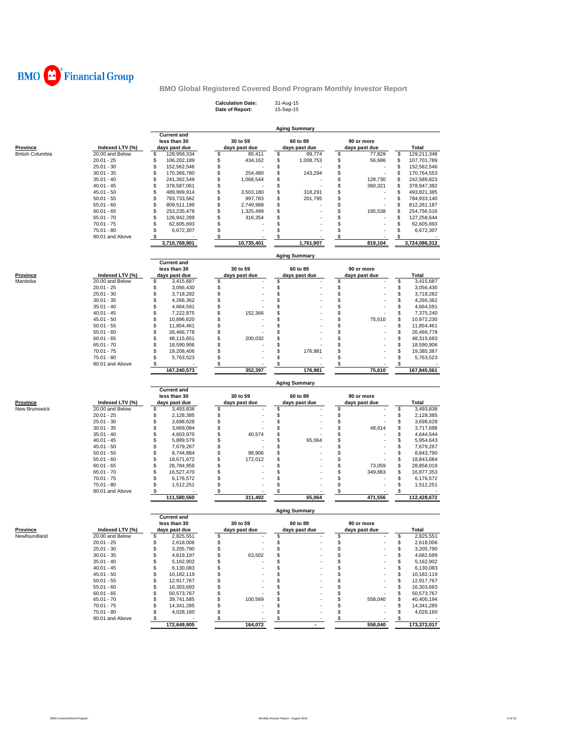BMO Financial Group

# BMO Global Registered Covered Bond Program Monthly Investor Report

**Calculation Date:** 31-Aug-15
**Date of Report:** 15-Sep-15

## Aging Summary

| Province | Indexed LTV (%) | Current and less than 30 days past due | 30 to 59 days past due | 60 to 89 days past due | 90 or more days past due | Total |
|---|---|---|---|---|---|---|
| British Columbia | 20.00 and Below | $ 128,958,334 | $ 85,411 | $ 89,774 | $ 77,829 | $ 129,211,348 |
| | 20.01 - 25 | $ 106,202,189 | $ 434,162 | $ 1,008,753 | $ 56,686 | $ 107,701,789 |
| | 25.01 - 30 | $ 152,562,546 | $ - | $ - | $ - | $ 152,562,546 |
| | 30.01 - 35 | $ 170,366,780 | $ 254,480 | $ 143,294 | $ - | $ 170,764,553 |
| | 35.01 - 40 | $ 241,392,549 | $ 1,068,544 | $ - | $ 128,730 | $ 242,589,823 |
| | 40.01 - 45 | $ 378,587,061 | $ - | $ - | $ 360,321 | $ 378,947,382 |
| | 45.01 - 50 | $ 489,999,914 | $ 3,503,180 | $ 318,291 | $ - | $ 493,821,385 |
| | 50.01 - 55 | $ 783,733,562 | $ 997,783 | $ 201,795 | $ - | $ 784,933,140 |
| | 55.01 - 60 | $ 809,511,199 | $ 2,749,988 | $ - | $ - | $ 812,261,187 |
| | 60.01 - 65 | $ 253,235,478 | $ 1,325,499 | $ - | $ 195,538 | $ 254,756,516 |
| | 65.01 - 70 | $ 126,942,289 | $ 316,354 | $ - | $ - | $ 127,258,644 |
| | 70.01 - 75 | $ 62,605,693 | $ - | $ - | $ - | $ 62,605,693 |
| | 75.01 - 80 | $ 6,672,307 | $ - | $ - | $ - | $ 6,672,307 |
| | 80.01 and Above | $ - | $ - | $ - | $ - | $ - |
| | | 3,710,769,901 | 10,735,401 | 1,761,907 | 819,104 | 3,724,086,312 |

## Aging Summary

| Province | Indexed LTV (%) | Current and less than 30 days past due | 30 to 59 days past due | 60 to 89 days past due | 90 or more days past due | Total |
|---|---|---|---|---|---|---|
| Manitoba | 20.00 and Below | $ 3,415,687 | $ - | $ - | $ - | $ 3,415,687 |
| | 20.01 - 25 | $ 3,056,430 | $ - | $ - | $ - | $ 3,056,430 |
| | 25.01 - 30 | $ 3,718,282 | $ - | $ - | $ - | $ 3,718,282 |
| | 30.01 - 35 | $ 4,266,362 | $ - | $ - | $ - | $ 4,266,362 |
| | 35.01 - 40 | $ 4,664,591 | $ - | $ - | $ - | $ 4,664,591 |
| | 40.01 - 45 | $ 7,222,875 | $ 152,366 | $ - | $ - | $ 7,375,240 |
| | 45.01 - 50 | $ 10,896,620 | $ - | $ - | $ 75,610 | $ 10,972,230 |
| | 50.01 - 55 | $ 11,854,461 | $ - | $ - | $ - | $ 11,854,461 |
| | 55.01 - 60 | $ 26,466,778 | $ - | $ - | $ - | $ 26,466,778 |
| | 60.01 - 65 | $ 48,115,651 | $ 200,032 | $ - | $ - | $ 48,315,683 |
| | 65.01 - 70 | $ 18,590,906 | $ - | $ - | $ - | $ 18,590,906 |
| | 70.01 - 75 | $ 19,208,406 | $ - | $ 176,981 | $ - | $ 19,385,387 |
| | 75.01 - 80 | $ 5,763,523 | $ - | $ - | $ - | $ 5,763,523 |
| | 80.01 and Above | $ - | $ - | $ - | $ - | $ - |
| | | 167,240,573 | 352,397 | 176,981 | 75,610 | 167,845,561 |

## Aging Summary

| Province | Indexed LTV (%) | Current and less than 30 days past due | 30 to 59 days past due | 60 to 89 days past due | 90 or more days past due | Total |
|---|---|---|---|---|---|---|
| New Brunswick | 20.00 and Below | $ 3,493,838 | $ - | $ - | $ - | $ 3,493,838 |
| | 20.01 - 25 | $ 2,128,385 | $ - | $ - | $ - | $ 2,128,385 |
| | 25.01 - 30 | $ 3,698,628 | $ - | $ - | $ - | $ 3,698,628 |
| | 30.01 - 35 | $ 3,669,084 | $ - | $ - | $ 48,614 | $ 3,717,698 |
| | 35.01 - 40 | $ 4,603,970 | $ 40,574 | $ - | $ - | $ 4,644,544 |
| | 40.01 - 45 | $ 5,889,579 | $ - | $ 65,064 | $ - | $ 5,954,643 |
| | 45.01 - 50 | $ 7,679,267 | $ - | $ - | $ - | $ 7,679,267 |
| | 50.01 - 55 | $ 8,744,884 | $ 98,906 | $ - | $ - | $ 8,843,790 |
| | 55.01 - 60 | $ 18,671,672 | $ 172,012 | $ - | $ - | $ 18,843,684 |
| | 60.01 - 65 | $ 28,784,959 | $ - | $ - | $ 73,059 | $ 28,858,019 |
| | 65.01 - 70 | $ 16,527,470 | $ - | $ - | $ 349,883 | $ 16,877,353 |
| | 70.01 - 75 | $ 6,176,572 | $ - | $ - | $ - | $ 6,176,572 |
| | 75.01 - 80 | $ 1,512,251 | $ - | $ - | $ - | $ 1,512,251 |
| | 80.01 and Above | $ - | $ - | $ - | $ - | $ - |
| | | 111,580,560 | 311,492 | 65,064 | 471,556 | 112,428,672 |

## Aging Summary

| Province | Indexed LTV (%) | Current and less than 30 days past due | 30 to 59 days past due | 60 to 89 days past due | 90 or more days past due | Total |
|---|---|---|---|---|---|---|
| Newfoundland | 20.00 and Below | $ 2,825,551 | $ - | $ - | $ - | $ 2,825,551 |
| | 20.01 - 25 | $ 2,618,006 | $ - | $ - | $ - | $ 2,618,006 |
| | 25.01 - 30 | $ 3,205,790 | $ - | $ - | $ - | $ 3,205,790 |
| | 30.01 - 35 | $ 4,619,197 | $ 63,502 | $ - | $ - | $ 4,682,699 |
| | 35.01 - 40 | $ 5,162,902 | $ - | $ - | $ - | $ 5,162,902 |
| | 40.01 - 45 | $ 6,130,083 | $ - | $ - | $ - | $ 6,130,083 |
| | 45.01 - 50 | $ 10,182,119 | $ - | $ - | $ - | $ 10,182,119 |
| | 50.01 - 55 | $ 12,917,767 | $ - | $ - | $ - | $ 12,917,767 |
| | 55.01 - 60 | $ 16,303,693 | $ - | $ - | $ - | $ 16,303,693 |
| | 60.01 - 65 | $ 50,573,767 | $ - | $ - | $ - | $ 50,573,767 |
| | 65.01 - 70 | $ 39,741,585 | $ 100,569 | $ - | $ 558,040 | $ 40,400,194 |
| | 70.01 - 75 | $ 14,341,285 | $ - | $ - | $ - | $ 14,341,285 |
| | 75.01 - 80 | $ 4,028,160 | $ - | $ - | $ - | $ 4,028,160 |
| | 80.01 and Above | $ - | $ - | $ - | $ - | $ - |
| | | 172,649,905 | 164,072 | - | 558,040 | 173,372,017 |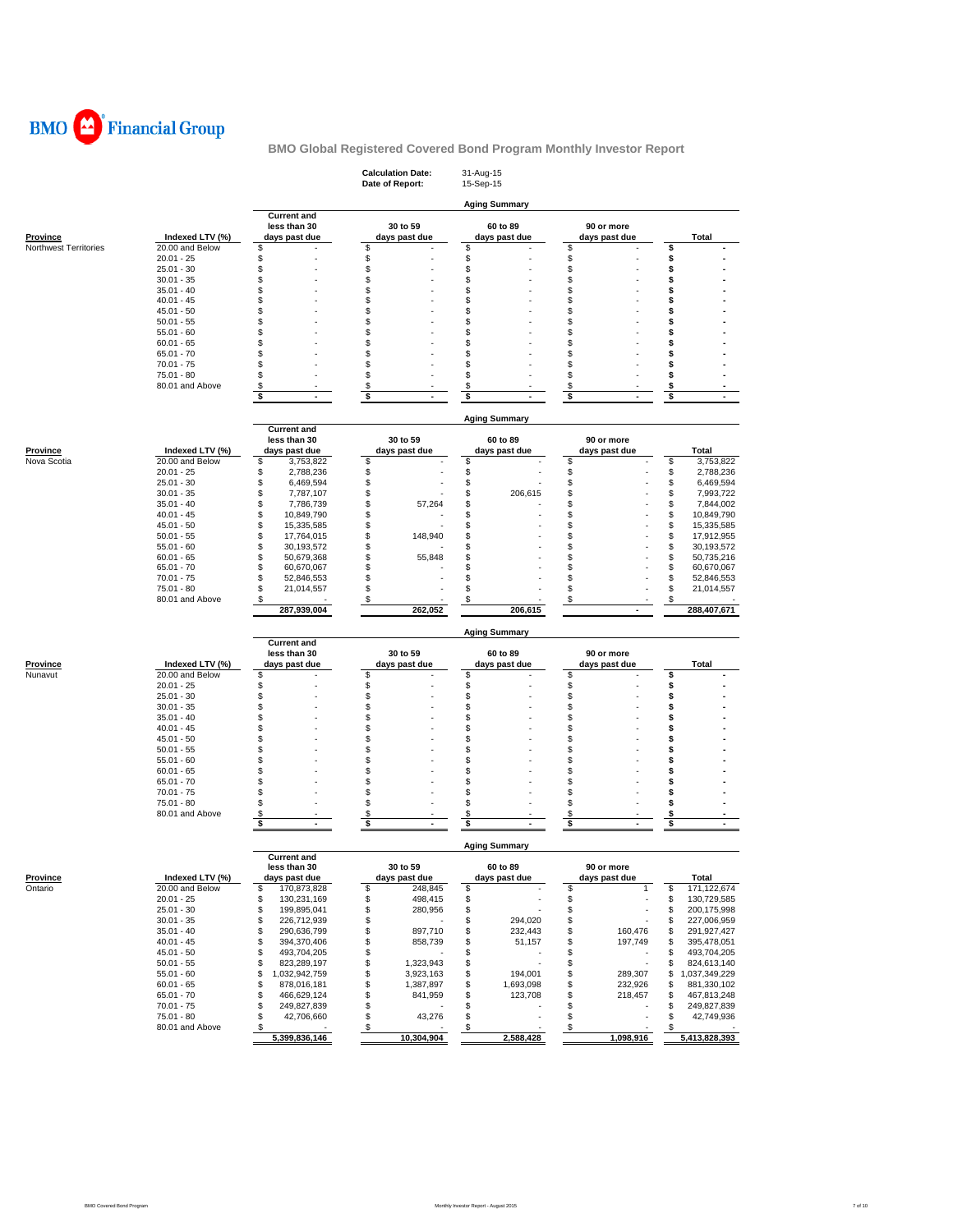BMO Financial Group

# BMO Global Registered Covered Bond Program Monthly Investor Report

**Calculation Date:** 31-Aug-15
**Date of Report:** 15-Sep-15

## Aging Summary

| Province | Indexed LTV (%) | Current and less than 30 days past due | 30 to 59 days past due | 60 to 89 days past due | 90 or more days past due | Total |
|---|---|---|---|---|---|---|
| Northwest Territories | 20.00 and Below | $ - | $ - | $ - | $ - | $ - |
| | 20.01 - 25 | $ - | $ - | $ - | $ - | $ - |
| | 25.01 - 30 | $ - | $ - | $ - | $ - | $ - |
| | 30.01 - 35 | $ - | $ - | $ - | $ - | $ - |
| | 35.01 - 40 | $ - | $ - | $ - | $ - | $ - |
| | 40.01 - 45 | $ - | $ - | $ - | $ - | $ - |
| | 45.01 - 50 | $ - | $ - | $ - | $ - | $ - |
| | 50.01 - 55 | $ - | $ - | $ - | $ - | $ - |
| | 55.01 - 60 | $ - | $ - | $ - | $ - | $ - |
| | 60.01 - 65 | $ - | $ - | $ - | $ - | $ - |
| | 65.01 - 70 | $ - | $ - | $ - | $ - | $ - |
| | 70.01 - 75 | $ - | $ - | $ - | $ - | $ - |
| | 75.01 - 80 | $ - | $ - | $ - | $ - | $ - |
| | 80.01 and Above | $ - | $ - | $ - | $ - | $ - |
| | | $ - | $ - | $ - | $ - | $ - |

## Aging Summary

| Province | Indexed LTV (%) | Current and less than 30 days past due | 30 to 59 days past due | 60 to 89 days past due | 90 or more days past due | Total |
|---|---|---|---|---|---|---|
| Nova Scotia | 20.00 and Below | $ 3,753,822 | $ - | $ - | $ - | $ 3,753,822 |
| | 20.01 - 25 | $ 2,788,236 | $ - | $ - | $ - | $ 2,788,236 |
| | 25.01 - 30 | $ 6,469,594 | $ - | $ - | $ - | $ 6,469,594 |
| | 30.01 - 35 | $ 7,787,107 | $ - | $ 206,615 | $ - | $ 7,993,722 |
| | 35.01 - 40 | $ 7,786,739 | $ 57,264 | $ - | $ - | $ 7,844,002 |
| | 40.01 - 45 | $ 10,849,790 | $ - | $ - | $ - | $ 10,849,790 |
| | 45.01 - 50 | $ 15,335,585 | $ - | $ - | $ - | $ 15,335,585 |
| | 50.01 - 55 | $ 17,764,015 | $ 148,940 | $ - | $ - | $ 17,912,955 |
| | 55.01 - 60 | $ 30,193,572 | $ - | $ - | $ - | $ 30,193,572 |
| | 60.01 - 65 | $ 50,679,368 | $ 55,848 | $ - | $ - | $ 50,735,216 |
| | 65.01 - 70 | $ 60,670,067 | $ - | $ - | $ - | $ 60,670,067 |
| | 70.01 - 75 | $ 52,846,553 | $ - | $ - | $ - | $ 52,846,553 |
| | 75.01 - 80 | $ 21,014,557 | $ - | $ - | $ - | $ 21,014,557 |
| | 80.01 and Above | $ - | $ - | $ - | $ - | $ - |
| | | 287,939,004 | 262,052 | 206,615 | - | 288,407,671 |

## Aging Summary

| Province | Indexed LTV (%) | Current and less than 30 days past due | 30 to 59 days past due | 60 to 89 days past due | 90 or more days past due | Total |
|---|---|---|---|---|---|---|
| Nunavut | 20.00 and Below | $ - | $ - | $ - | $ - | $ - |
| | 20.01 - 25 | $ - | $ - | $ - | $ - | $ - |
| | 25.01 - 30 | $ - | $ - | $ - | $ - | $ - |
| | 30.01 - 35 | $ - | $ - | $ - | $ - | $ - |
| | 35.01 - 40 | $ - | $ - | $ - | $ - | $ - |
| | 40.01 - 45 | $ - | $ - | $ - | $ - | $ - |
| | 45.01 - 50 | $ - | $ - | $ - | $ - | $ - |
| | 50.01 - 55 | $ - | $ - | $ - | $ - | $ - |
| | 55.01 - 60 | $ - | $ - | $ - | $ - | $ - |
| | 60.01 - 65 | $ - | $ - | $ - | $ - | $ - |
| | 65.01 - 70 | $ - | $ - | $ - | $ - | $ - |
| | 70.01 - 75 | $ - | $ - | $ - | $ - | $ - |
| | 75.01 - 80 | $ - | $ - | $ - | $ - | $ - |
| | 80.01 and Above | $ - | $ - | $ - | $ - | $ - |
| | | $ - | $ - | $ - | $ - | $ - |

## Aging Summary

| Province | Indexed LTV (%) | Current and less than 30 days past due | 30 to 59 days past due | 60 to 89 days past due | 90 or more days past due | Total |
|---|---|---|---|---|---|---|
| Ontario | 20.00 and Below | $ 170,873,828 | $ 248,845 | $ - | $ 1 | $ 171,122,674 |
| | 20.01 - 25 | $ 130,231,169 | $ 498,415 | $ - | $ - | $ 130,729,585 |
| | 25.01 - 30 | $ 199,895,041 | $ 280,956 | $ - | $ - | $ 200,175,998 |
| | 30.01 - 35 | $ 226,712,939 | $ - | $ 294,020 | $ - | $ 227,006,959 |
| | 35.01 - 40 | $ 290,636,799 | $ 897,710 | $ 232,443 | $ 160,476 | $ 291,927,427 |
| | 40.01 - 45 | $ 394,370,406 | $ 858,739 | $ 51,157 | $ 197,749 | $ 395,478,051 |
| | 45.01 - 50 | $ 493,704,205 | $ - | $ - | $ - | $ 493,704,205 |
| | 50.01 - 55 | $ 823,289,197 | $ 1,323,943 | $ - | $ - | $ 824,613,140 |
| | 55.01 - 60 | $ 1,032,942,759 | $ 3,923,163 | $ 194,001 | $ 289,307 | $ 1,037,349,229 |
| | 60.01 - 65 | $ 878,016,181 | $ 1,387,897 | $ 1,693,098 | $ 232,926 | $ 881,330,102 |
| | 65.01 - 70 | $ 466,629,124 | $ 841,959 | $ 123,708 | $ 218,457 | $ 467,813,248 |
| | 70.01 - 75 | $ 249,827,839 | $ - | $ - | $ - | $ 249,827,839 |
| | 75.01 - 80 | $ 42,706,660 | $ 43,276 | $ - | $ - | $ 42,749,936 |
| | 80.01 and Above | $ - | $ - | $ - | $ - | $ - |
| | | 5,399,836,146 | 10,304,904 | 2,588,428 | 1,098,916 | 5,413,828,393 |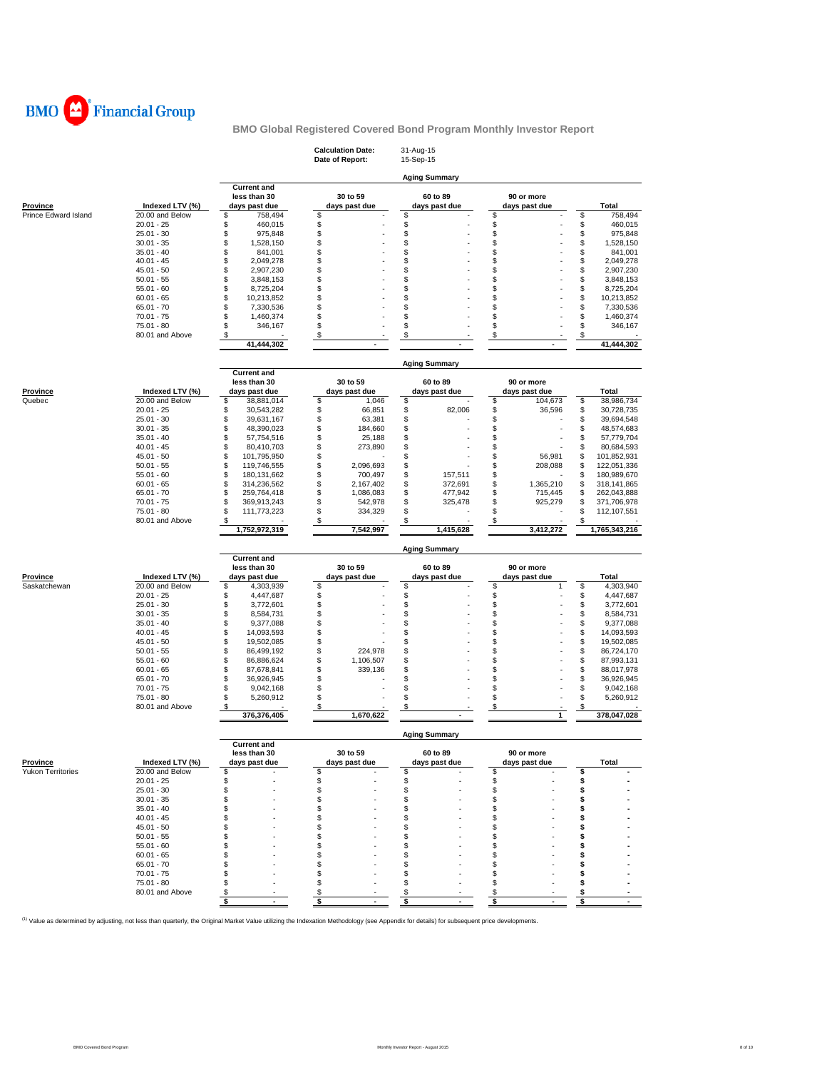BMO Financial Group

## BMO Global Registered Covered Bond Program Monthly Investor Report

**Calculation Date:** 31-Aug-15
**Date of Report:** 15-Sep-15

### Aging Summary

| Province | Indexed LTV (%) | Current and less than 30 days past due | 30 to 59 days past due | 60 to 89 days past due | 90 or more days past due | Total |
|---|---|---|---|---|---|---|
| Prince Edward Island | 20.00 and Below | $ 758,494 | $ - | $ - | $ - | $ 758,494 |
| | 20.01 - 25 | $ 460,015 | $ - | $ - | $ - | $ 460,015 |
| | 25.01 - 30 | $ 975,848 | $ - | $ - | $ - | $ 975,848 |
| | 30.01 - 35 | $ 1,528,150 | $ - | $ - | $ - | $ 1,528,150 |
| | 35.01 - 40 | $ 841,001 | $ - | $ - | $ - | $ 841,001 |
| | 40.01 - 45 | $ 2,049,278 | $ - | $ - | $ - | $ 2,049,278 |
| | 45.01 - 50 | $ 2,907,230 | $ - | $ - | $ - | $ 2,907,230 |
| | 50.01 - 55 | $ 3,848,153 | $ - | $ - | $ - | $ 3,848,153 |
| | 55.01 - 60 | $ 8,725,204 | $ - | $ - | $ - | $ 8,725,204 |
| | 60.01 - 65 | $ 10,213,852 | $ - | $ - | $ - | $ 10,213,852 |
| | 65.01 - 70 | $ 7,330,536 | $ - | $ - | $ - | $ 7,330,536 |
| | 70.01 - 75 | $ 1,460,374 | $ - | $ - | $ - | $ 1,460,374 |
| | 75.01 - 80 | $ 346,167 | $ - | $ - | $ - | $ 346,167 |
| | 80.01 and Above | $ - | $ - | $ - | $ - | $ - |
| | | 41,444,302 | - | - | - | 41,444,302 |

### Aging Summary

| Province | Indexed LTV (%) | Current and less than 30 days past due | 30 to 59 days past due | 60 to 89 days past due | 90 or more days past due | Total |
|---|---|---|---|---|---|---|
| Quebec | 20.00 and Below | $ 38,881,014 | $ 1,046 | $ - | $ 104,673 | $ 38,986,734 |
| | 20.01 - 25 | $ 30,543,282 | $ 66,851 | $ 82,006 | $ 36,596 | $ 30,728,735 |
| | 25.01 - 30 | $ 39,631,167 | $ 63,381 | $ - | $ - | $ 39,694,548 |
| | 30.01 - 35 | $ 48,390,023 | $ 184,660 | $ - | $ - | $ 48,574,683 |
| | 35.01 - 40 | $ 57,754,516 | $ 25,188 | $ - | $ - | $ 57,779,704 |
| | 40.01 - 45 | $ 80,410,703 | $ 273,890 | $ - | $ - | $ 80,684,593 |
| | 45.01 - 50 | $ 101,795,950 | $ - | $ - | $ 56,981 | $ 101,852,931 |
| | 50.01 - 55 | $ 119,746,555 | $ 2,096,693 | $ - | $ 208,088 | $ 122,051,336 |
| | 55.01 - 60 | $ 180,131,662 | $ 700,497 | $ 157,511 | $ - | $ 180,989,670 |
| | 60.01 - 65 | $ 314,236,562 | $ 2,167,402 | $ 372,691 | $ 1,365,210 | $ 318,141,865 |
| | 65.01 - 70 | $ 259,764,418 | $ 1,086,083 | $ 477,942 | $ 715,445 | $ 262,043,888 |
| | 70.01 - 75 | $ 369,913,243 | $ 542,978 | $ 325,478 | $ 925,279 | $ 371,706,978 |
| | 75.01 - 80 | $ 111,773,223 | $ 334,329 | $ - | $ - | $ 112,107,551 |
| | 80.01 and Above | $ - | $ - | $ - | $ - | $ - |
| | | 1,752,972,319 | 7,542,997 | 1,415,628 | 3,412,272 | 1,765,343,216 |

### Aging Summary

| Province | Indexed LTV (%) | Current and less than 30 days past due | 30 to 59 days past due | 60 to 89 days past due | 90 or more days past due | Total |
|---|---|---|---|---|---|---|
| Saskatchewan | 20.00 and Below | $ 4,303,939 | $ - | $ - | $ 1 | $ 4,303,940 |
| | 20.01 - 25 | $ 4,447,687 | $ - | $ - | $ - | $ 4,447,687 |
| | 25.01 - 30 | $ 3,772,601 | $ - | $ - | $ - | $ 3,772,601 |
| | 30.01 - 35 | $ 8,584,731 | $ - | $ - | $ - | $ 8,584,731 |
| | 35.01 - 40 | $ 9,377,088 | $ - | $ - | $ - | $ 9,377,088 |
| | 40.01 - 45 | $ 14,093,593 | $ - | $ - | $ - | $ 14,093,593 |
| | 45.01 - 50 | $ 19,502,085 | $ - | $ - | $ - | $ 19,502,085 |
| | 50.01 - 55 | $ 86,499,192 | $ 224,978 | $ - | $ - | $ 86,724,170 |
| | 55.01 - 60 | $ 86,886,624 | $ 1,106,507 | $ - | $ - | $ 87,993,131 |
| | 60.01 - 65 | $ 87,678,841 | $ 339,136 | $ - | $ - | $ 88,017,978 |
| | 65.01 - 70 | $ 36,926,945 | $ - | $ - | $ - | $ 36,926,945 |
| | 70.01 - 75 | $ 9,042,168 | $ - | $ - | $ - | $ 9,042,168 |
| | 75.01 - 80 | $ 5,260,912 | $ - | $ - | $ - | $ 5,260,912 |
| | 80.01 and Above | $ - | $ - | $ - | $ - | $ - |
| | | 376,376,405 | 1,670,622 | - | 1 | 378,047,028 |

### Aging Summary

| Province | Indexed LTV (%) | Current and less than 30 days past due | 30 to 59 days past due | 60 to 89 days past due | 90 or more days past due | Total |
|---|---|---|---|---|---|---|
| Yukon Territories | 20.00 and Below | $ - | $ - | $ - | $ - | $ - |
| | 20.01 - 25 | $ - | $ - | $ - | $ - | $ - |
| | 25.01 - 30 | $ - | $ - | $ - | $ - | $ - |
| | 30.01 - 35 | $ - | $ - | $ - | $ - | $ - |
| | 35.01 - 40 | $ - | $ - | $ - | $ - | $ - |
| | 40.01 - 45 | $ - | $ - | $ - | $ - | $ - |
| | 45.01 - 50 | $ - | $ - | $ - | $ - | $ - |
| | 50.01 - 55 | $ - | $ - | $ - | $ - | $ - |
| | 55.01 - 60 | $ - | $ - | $ - | $ - | $ - |
| | 60.01 - 65 | $ - | $ - | $ - | $ - | $ - |
| | 65.01 - 70 | $ - | $ - | $ - | $ - | $ - |
| | 70.01 - 75 | $ - | $ - | $ - | $ - | $ - |
| | 75.01 - 80 | $ - | $ - | $ - | $ - | $ - |
| | 80.01 and Above | $ - | $ - | $ - | $ - | $ - |
| | | $ - | $ - | $ - | $ - | $ - |

[1] Value as determined by adjusting, not less than quarterly, the Original Market Value utilizing the Indexation Methodology (see Appendix for details) for subsequent price developments.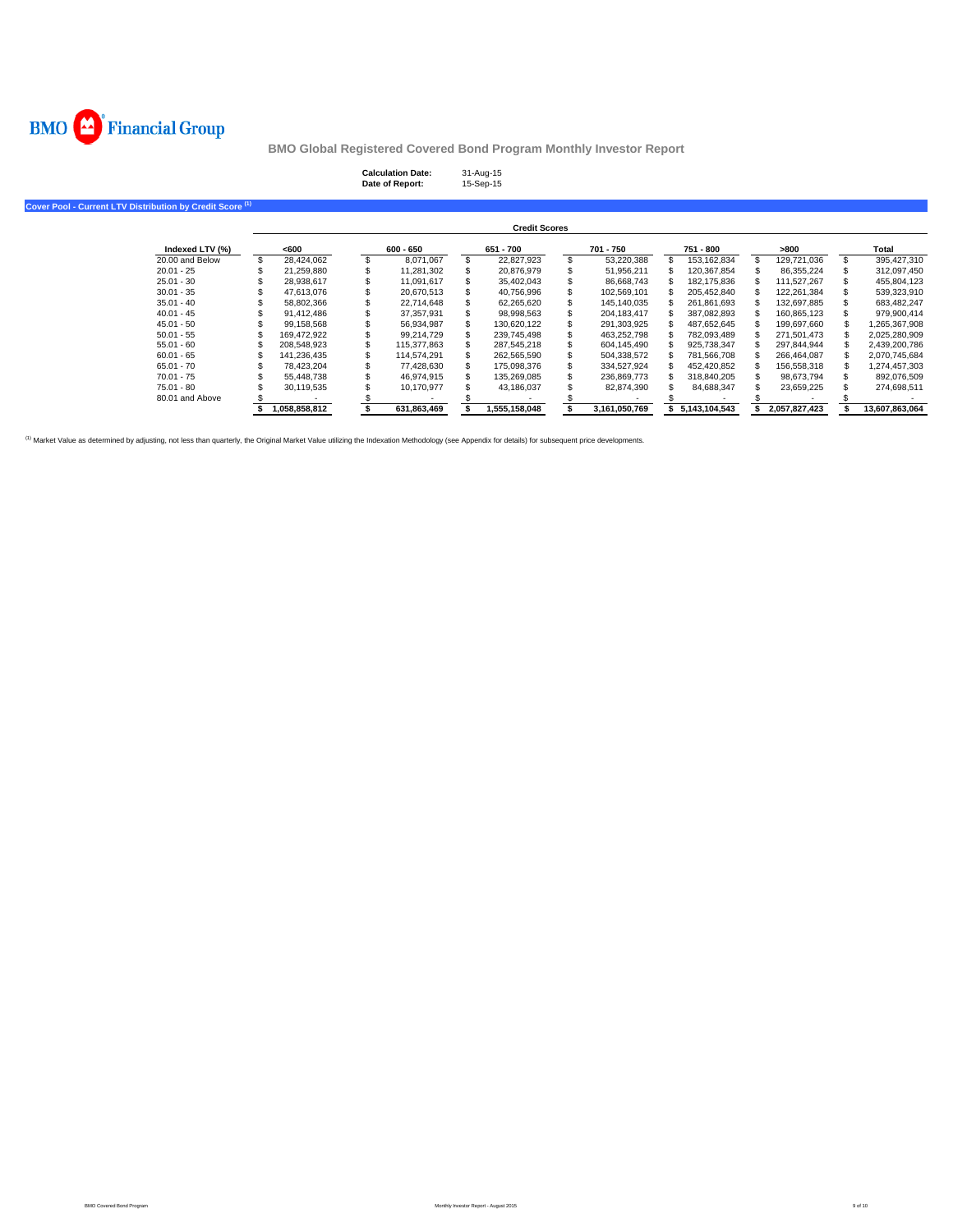BMO Financial Group

# BMO Global Registered Covered Bond Program Monthly Investor Report

**Calculation Date:** 31-Aug-15
**Date of Report:** 15-Sep-15

## Cover Pool - Current LTV Distribution by Credit Score [(1)]

| | Credit Scores | | | | | | |
|---|---|---|---|---|---|---|---|
| **Indexed LTV (%)** | **<600** | **600 - 650** | **651 - 700** | **701 - 750** | **751 - 800** | **>800** | **Total** |
| 20.00 and Below | $ 28,424,062 | $ 8,071,067 | $ 22,827,923 | $ 53,220,388 | $ 153,162,834 | $ 129,721,036 | $ 395,427,310 |
| 20.01 - 25 | $ 21,259,880 | $ 11,281,302 | $ 20,876,979 | $ 51,956,211 | $ 120,367,854 | $ 86,355,224 | $ 312,097,450 |
| 25.01 - 30 | $ 28,938,617 | $ 11,091,617 | $ 35,402,043 | $ 86,668,743 | $ 182,175,836 | $ 111,527,267 | $ 455,804,123 |
| 30.01 - 35 | $ 47,613,076 | $ 20,670,513 | $ 40,756,996 | $ 102,569,101 | $ 205,452,840 | $ 122,261,384 | $ 539,323,910 |
| 35.01 - 40 | $ 58,802,366 | $ 22,714,648 | $ 62,265,620 | $ 145,140,035 | $ 261,861,693 | $ 132,697,885 | $ 683,482,247 |
| 40.01 - 45 | $ 91,412,486 | $ 37,357,931 | $ 98,998,563 | $ 204,183,417 | $ 387,082,893 | $ 160,865,123 | $ 979,900,414 |
| 45.01 - 50 | $ 99,158,568 | $ 56,934,987 | $ 130,620,122 | $ 291,303,925 | $ 487,652,645 | $ 199,697,660 | $ 1,265,367,908 |
| 50.01 - 55 | $ 169,472,922 | $ 99,214,729 | $ 239,745,498 | $ 463,252,798 | $ 782,093,489 | $ 271,501,473 | $ 2,025,280,909 |
| 55.01 - 60 | $ 208,548,923 | $ 115,377,863 | $ 287,545,218 | $ 604,145,490 | $ 925,738,347 | $ 297,844,944 | $ 2,439,200,786 |
| 60.01 - 65 | $ 141,236,435 | $ 114,574,291 | $ 262,565,590 | $ 504,338,572 | $ 781,566,708 | $ 266,464,087 | $ 2,070,745,684 |
| 65.01 - 70 | $ 78,423,204 | $ 77,428,630 | $ 175,098,376 | $ 334,527,924 | $ 452,420,852 | $ 156,558,318 | $ 1,274,457,303 |
| 70.01 - 75 | $ 55,448,738 | $ 46,974,915 | $ 135,269,085 | $ 236,869,773 | $ 318,840,205 | $ 98,673,794 | $ 892,076,509 |
| 75.01 - 80 | $ 30,119,535 | $ 10,170,977 | $ 43,186,037 | $ 82,874,390 | $ 84,688,347 | $ 23,659,225 | $ 274,698,511 |
| 80.01 and Above | $ - | $ - | $ - | $ - | $ - | $ - | $ - |
| | **$ 1,058,858,812** | **$ 631,863,469** | **$ 1,555,158,048** | **$ 3,161,050,769** | **$ 5,143,104,543** | **$ 2,057,827,423** | **$ 13,607,863,064** |

[(1)] Market Value as determined by adjusting, not less than quarterly, the Original Market Value utilizing the Indexation Methodology (see Appendix for details) for subsequent price developments.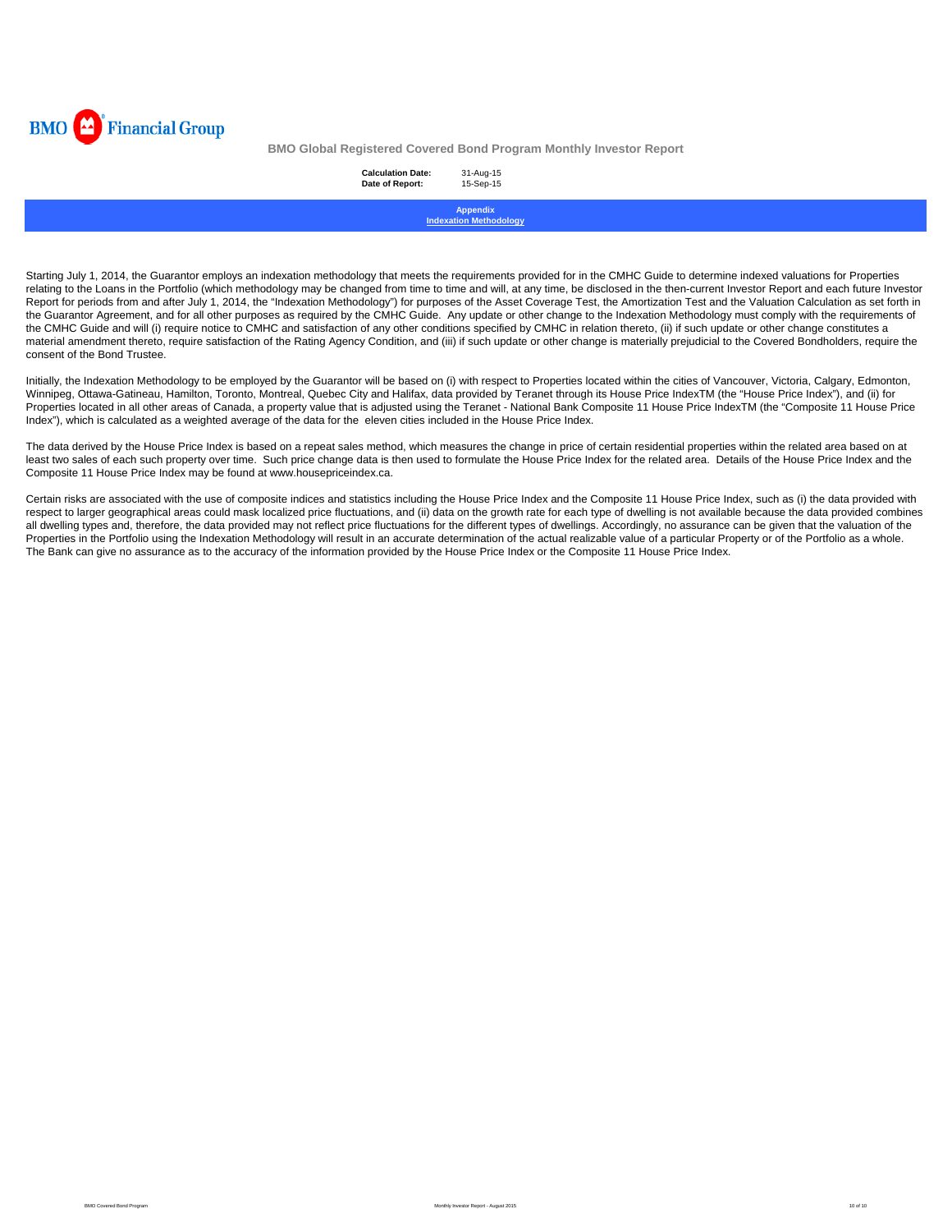BMO Financial Group

**BMO Global Registered Covered Bond Program Monthly Investor Report**

| | |
|---|---|
| **Calculation Date:** | 31-Aug-15 |
| **Date of Report:** | 15-Sep-15 |

## Appendix
### Indexation Methodology

Starting July 1, 2014, the Guarantor employs an indexation methodology that meets the requirements provided for in the CMHC Guide to determine indexed valuations for Properties relating to the Loans in the Portfolio (which methodology may be changed from time to time and will, at any time, be disclosed in the then-current Investor Report and each future Investor Report for periods from and after July 1, 2014, the "Indexation Methodology") for purposes of the Asset Coverage Test, the Amortization Test and the Valuation Calculation as set forth in the Guarantor Agreement, and for all other purposes as required by the CMHC Guide. Any update or other change to the Indexation Methodology must comply with the requirements of the CMHC Guide and will (i) require notice to CMHC and satisfaction of any other conditions specified by CMHC in relation thereto, (ii) if such update or other change constitutes a material amendment thereto, require satisfaction of the Rating Agency Condition, and (iii) if such update or other change is materially prejudicial to the Covered Bondholders, require the consent of the Bond Trustee.

Initially, the Indexation Methodology to be employed by the Guarantor will be based on (i) with respect to Properties located within the cities of Vancouver, Victoria, Calgary, Edmonton, Winnipeg, Ottawa-Gatineau, Hamilton, Toronto, Montreal, Quebec City and Halifax, data provided by Teranet through its House Price IndexTM (the "House Price Index"), and (ii) for Properties located in all other areas of Canada, a property value that is adjusted using the Teranet - National Bank Composite 11 House Price IndexTM (the "Composite 11 House Price Index"), which is calculated as a weighted average of the data for the eleven cities included in the House Price Index.

The data derived by the House Price Index is based on a repeat sales method, which measures the change in price of certain residential properties within the related area based on at least two sales of each such property over time. Such price change data is then used to formulate the House Price Index for the related area. Details of the House Price Index and the Composite 11 House Price Index may be found at www.housepriceindex.ca.

Certain risks are associated with the use of composite indices and statistics including the House Price Index and the Composite 11 House Price Index, such as (i) the data provided with respect to larger geographical areas could mask localized price fluctuations, and (ii) data on the growth rate for each type of dwelling is not available because the data provided combines all dwelling types and, therefore, the data provided may not reflect price fluctuations for the different types of dwellings. Accordingly, no assurance can be given that the valuation of the Properties in the Portfolio using the Indexation Methodology will result in an accurate determination of the actual realizable value of a particular Property or of the Portfolio as a whole. The Bank can give no assurance as to the accuracy of the information provided by the House Price Index or the Composite 11 House Price Index.